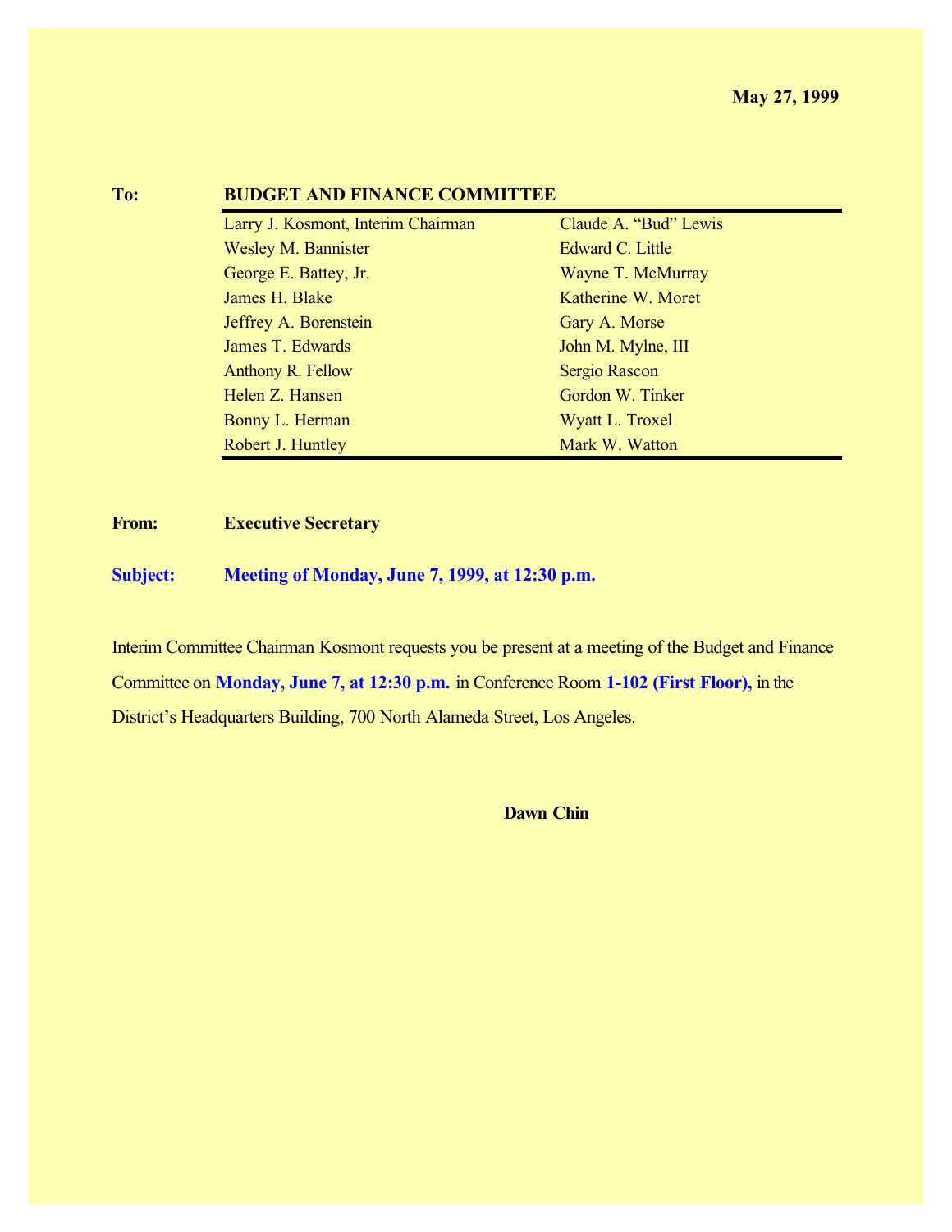**May 27, 1999**

**To:** **BUDGET AND FINANCE COMMITTEE**

| | |
|---|---|
| Larry J. Kosmont, Interim Chairman | Claude A. “Bud” Lewis |
| Wesley M. Bannister | Edward C. Little |
| George E. Battey, Jr. | Wayne T. McMurray |
| James H. Blake | Katherine W. Moret |
| Jeffrey A. Borenstein | Gary A. Morse |
| James T. Edwards | John M. Mylne, III |
| Anthony R. Fellow | Sergio Rascon |
| Helen Z. Hansen | Gordon W. Tinker |
| Bonny L. Herman | Wyatt L. Troxel |
| Robert J. Huntley | Mark W. Watton |

**From:** **Executive Secretary**

**Subject:** **Meeting of Monday, June 7, 1999, at 12:30 p.m.**

Interim Committee Chairman Kosmont requests you be present at a meeting of the Budget and Finance Committee on **Monday, June 7, at 12:30 p.m.** in Conference Room **1-102 (First Floor),** in the District’s Headquarters Building, 700 North Alameda Street, Los Angeles.

**Dawn Chin**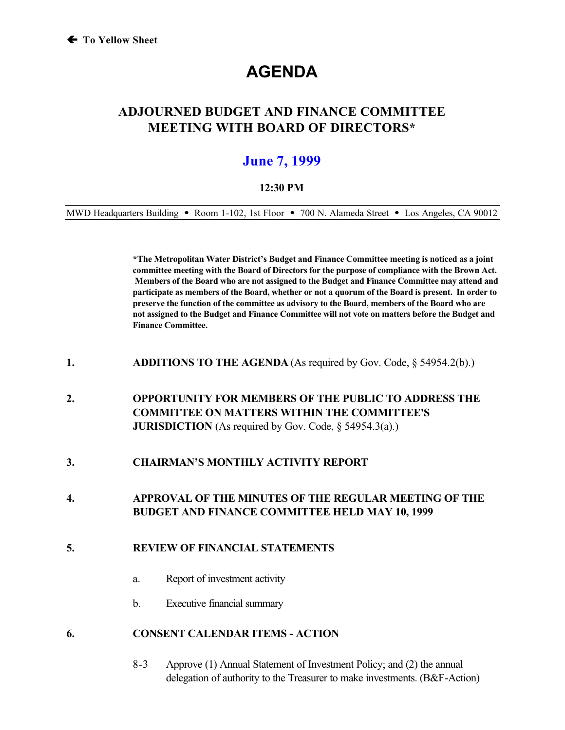← To Yellow Sheet

# AGENDA

## ADJOURNED BUDGET AND FINANCE COMMITTEE MEETING WITH BOARD OF DIRECTORS*

## June 7, 1999

**12:30 PM**

MWD Headquarters Building • Room 1-102, 1st Floor • 700 N. Alameda Street • Los Angeles, CA 90012

**\*The Metropolitan Water District's Budget and Finance Committee meeting is noticed as a joint committee meeting with the Board of Directors for the purpose of compliance with the Brown Act. Members of the Board who are not assigned to the Budget and Finance Committee may attend and participate as members of the Board, whether or not a quorum of the Board is present. In order to preserve the function of the committee as advisory to the Board, members of the Board who are not assigned to the Budget and Finance Committee will not vote on matters before the Budget and Finance Committee.**

1. **ADDITIONS TO THE AGENDA** (As required by Gov. Code, § 54954.2(b).)

2. **OPPORTUNITY FOR MEMBERS OF THE PUBLIC TO ADDRESS THE COMMITTEE ON MATTERS WITHIN THE COMMITTEE'S JURISDICTION** (As required by Gov. Code, § 54954.3(a).)

3. **CHAIRMAN'S MONTHLY ACTIVITY REPORT**

4. **APPROVAL OF THE MINUTES OF THE REGULAR MEETING OF THE BUDGET AND FINANCE COMMITTEE HELD MAY 10, 1999**

5. **REVIEW OF FINANCIAL STATEMENTS**

   a. Report of investment activity

   b. Executive financial summary

6. **CONSENT CALENDAR ITEMS - ACTION**

   8-3 Approve (1) Annual Statement of Investment Policy; and (2) the annual delegation of authority to the Treasurer to make investments. (B&F-Action)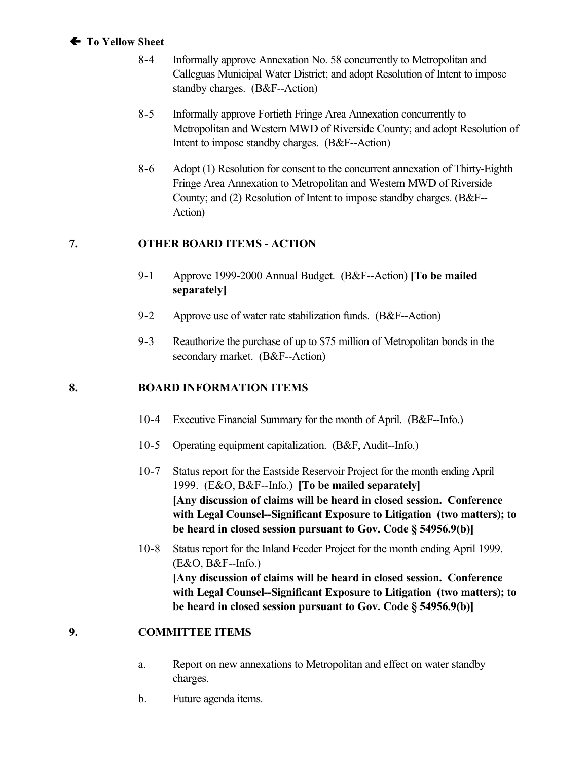🡐 **To Yellow Sheet**

8-4 Informally approve Annexation No. 58 concurrently to Metropolitan and Calleguas Municipal Water District; and adopt Resolution of Intent to impose standby charges. (B&F--Action)

8-5 Informally approve Fortieth Fringe Area Annexation concurrently to Metropolitan and Western MWD of Riverside County; and adopt Resolution of Intent to impose standby charges. (B&F--Action)

8-6 Adopt (1) Resolution for consent to the concurrent annexation of Thirty-Eighth Fringe Area Annexation to Metropolitan and Western MWD of Riverside County; and (2) Resolution of Intent to impose standby charges. (B&F--Action)

## 7. OTHER BOARD ITEMS - ACTION

9-1 Approve 1999-2000 Annual Budget. (B&F--Action) **[To be mailed separately]**

9-2 Approve use of water rate stabilization funds. (B&F--Action)

9-3 Reauthorize the purchase of up to $75 million of Metropolitan bonds in the secondary market. (B&F--Action)

## 8. BOARD INFORMATION ITEMS

10-4 Executive Financial Summary for the month of April. (B&F--Info.)

10-5 Operating equipment capitalization. (B&F, Audit--Info.)

10-7 Status report for the Eastside Reservoir Project for the month ending April 1999. (E&O, B&F--Info.) **[To be mailed separately]** **[Any discussion of claims will be heard in closed session. Conference with Legal Counsel--Significant Exposure to Litigation (two matters); to be heard in closed session pursuant to Gov. Code § 54956.9(b)]**

10-8 Status report for the Inland Feeder Project for the month ending April 1999. (E&O, B&F--Info.) **[Any discussion of claims will be heard in closed session. Conference with Legal Counsel--Significant Exposure to Litigation (two matters); to be heard in closed session pursuant to Gov. Code § 54956.9(b)]**

## 9. COMMITTEE ITEMS

a. Report on new annexations to Metropolitan and effect on water standby charges.

b. Future agenda items.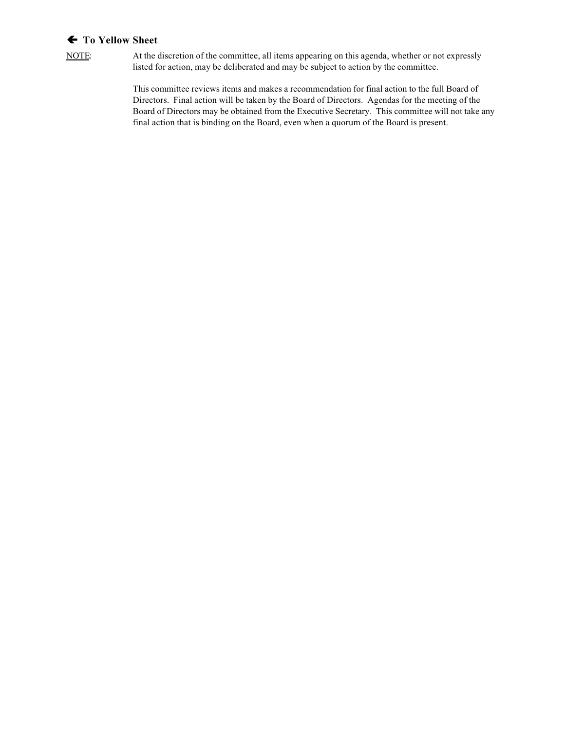**🡐 To Yellow Sheet**

<u>NOTE</u>: At the discretion of the committee, all items appearing on this agenda, whether or not expressly listed for action, may be deliberated and may be subject to action by the committee.

This committee reviews items and makes a recommendation for final action to the full Board of Directors. Final action will be taken by the Board of Directors. Agendas for the meeting of the Board of Directors may be obtained from the Executive Secretary. This committee will not take any final action that is binding on the Board, even when a quorum of the Board is present.